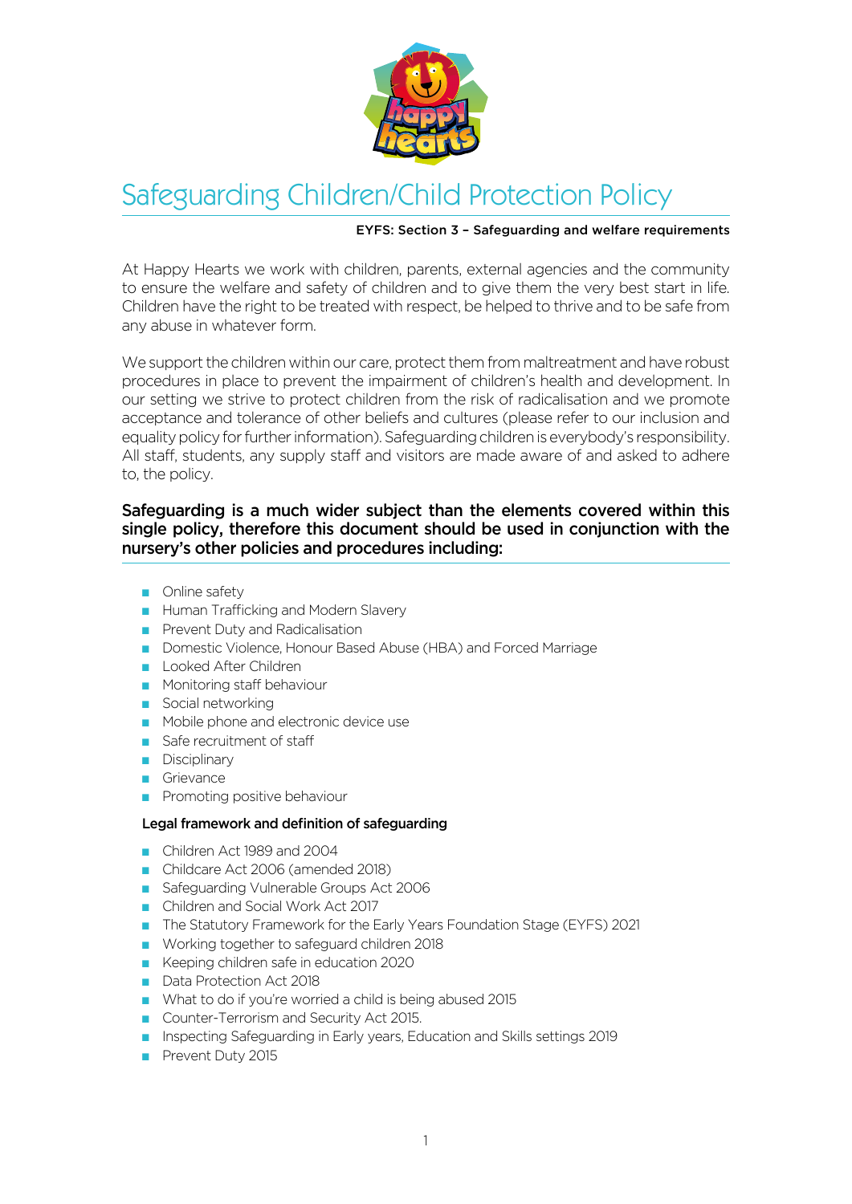# Safeguarding Children/Child Protection Policy

**EYFS: Section 3 – Safeguarding and welfare requirements**

At Happy Hearts we work with children, parents, external agencies and the community to ensure the welfare and safety of children and to give them the very best start in life. Children have the right to be treated with respect, be helped to thrive and to be safe from any abuse in whatever form.

We support the children within our care, protect them from maltreatment and have robust procedures in place to prevent the impairment of children's health and development. In our setting we strive to protect children from the risk of radicalisation and we promote acceptance and tolerance of other beliefs and cultures (please refer to our inclusion and equality policy for further information). Safeguarding children is everybody's responsibility. All staff, students, any supply staff and visitors are made aware of and asked to adhere to, the policy.

**Safeguarding is a much wider subject than the elements covered within this single policy, therefore this document should be used in conjunction with the nursery's other policies and procedures including:**

- Online safety
- Human Trafficking and Modern Slavery
- Prevent Duty and Radicalisation
- Domestic Violence, Honour Based Abuse (HBA) and Forced Marriage
- Looked After Children
- Monitoring staff behaviour
- Social networking
- Mobile phone and electronic device use
- Safe recruitment of staff
- Disciplinary
- Grievance
- Promoting positive behaviour

**Legal framework and definition of safeguarding**

- Children Act 1989 and 2004
- Childcare Act 2006 (amended 2018)
- Safeguarding Vulnerable Groups Act 2006
- Children and Social Work Act 2017
- The Statutory Framework for the Early Years Foundation Stage (EYFS) 2021
- Working together to safeguard children 2018
- Keeping children safe in education 2020
- Data Protection Act 2018
- What to do if you're worried a child is being abused 2015
- Counter-Terrorism and Security Act 2015.
- Inspecting Safeguarding in Early years, Education and Skills settings 2019
- Prevent Duty 2015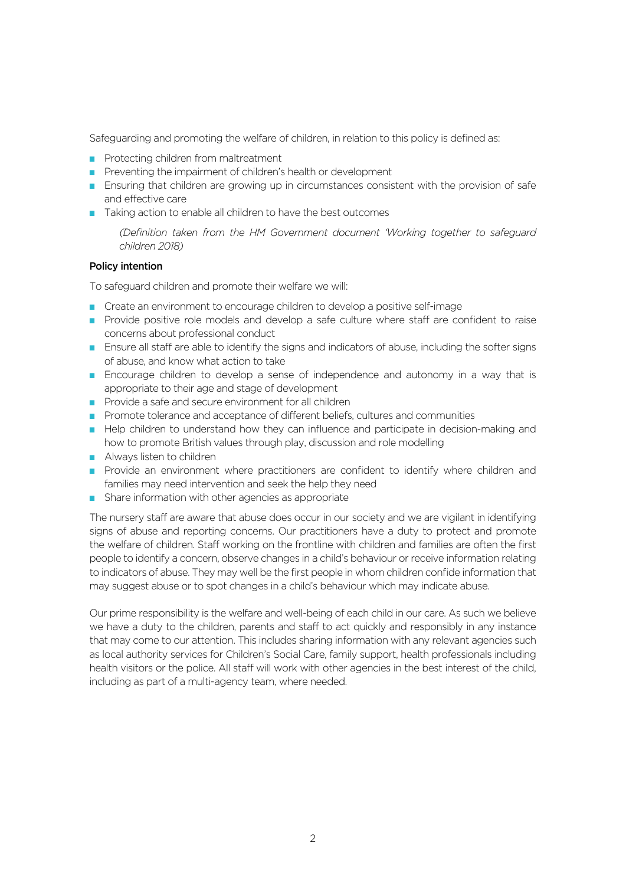Safeguarding and promoting the welfare of children, in relation to this policy is defined as:

- Protecting children from maltreatment
- Preventing the impairment of children's health or development
- Ensuring that children are growing up in circumstances consistent with the provision of safe and effective care
- Taking action to enable all children to have the best outcomes

*(Definition taken from the HM Government document 'Working together to safeguard children 2018)*

**Policy intention**

To safeguard children and promote their welfare we will:

- Create an environment to encourage children to develop a positive self-image
- Provide positive role models and develop a safe culture where staff are confident to raise concerns about professional conduct
- Ensure all staff are able to identify the signs and indicators of abuse, including the softer signs of abuse, and know what action to take
- Encourage children to develop a sense of independence and autonomy in a way that is appropriate to their age and stage of development
- Provide a safe and secure environment for all children
- Promote tolerance and acceptance of different beliefs, cultures and communities
- Help children to understand how they can influence and participate in decision-making and how to promote British values through play, discussion and role modelling
- Always listen to children
- Provide an environment where practitioners are confident to identify where children and families may need intervention and seek the help they need
- Share information with other agencies as appropriate

The nursery staff are aware that abuse does occur in our society and we are vigilant in identifying signs of abuse and reporting concerns. Our practitioners have a duty to protect and promote the welfare of children. Staff working on the frontline with children and families are often the first people to identify a concern, observe changes in a child's behaviour or receive information relating to indicators of abuse. They may well be the first people in whom children confide information that may suggest abuse or to spot changes in a child's behaviour which may indicate abuse.

Our prime responsibility is the welfare and well-being of each child in our care. As such we believe we have a duty to the children, parents and staff to act quickly and responsibly in any instance that may come to our attention. This includes sharing information with any relevant agencies such as local authority services for Children's Social Care, family support, health professionals including health visitors or the police. All staff will work with other agencies in the best interest of the child, including as part of a multi-agency team, where needed.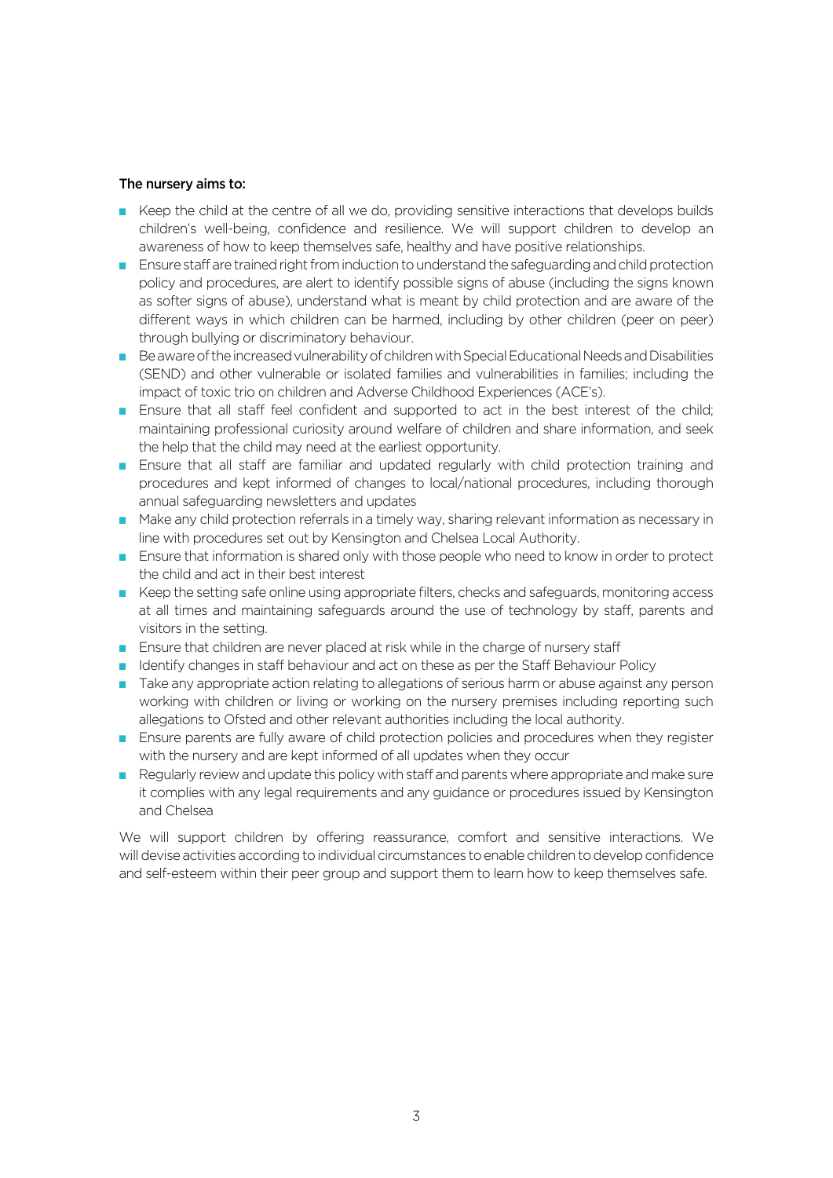**The nursery aims to:**

- Keep the child at the centre of all we do, providing sensitive interactions that develops builds children's well-being, confidence and resilience. We will support children to develop an awareness of how to keep themselves safe, healthy and have positive relationships.
- Ensure staff are trained right from induction to understand the safeguarding and child protection policy and procedures, are alert to identify possible signs of abuse (including the signs known as softer signs of abuse), understand what is meant by child protection and are aware of the different ways in which children can be harmed, including by other children (peer on peer) through bullying or discriminatory behaviour.
- Be aware of the increased vulnerability of children with Special Educational Needs and Disabilities (SEND) and other vulnerable or isolated families and vulnerabilities in families; including the impact of toxic trio on children and Adverse Childhood Experiences (ACE's).
- Ensure that all staff feel confident and supported to act in the best interest of the child; maintaining professional curiosity around welfare of children and share information, and seek the help that the child may need at the earliest opportunity.
- Ensure that all staff are familiar and updated regularly with child protection training and procedures and kept informed of changes to local/national procedures, including thorough annual safeguarding newsletters and updates
- Make any child protection referrals in a timely way, sharing relevant information as necessary in line with procedures set out by Kensington and Chelsea Local Authority.
- Ensure that information is shared only with those people who need to know in order to protect the child and act in their best interest
- Keep the setting safe online using appropriate filters, checks and safeguards, monitoring access at all times and maintaining safeguards around the use of technology by staff, parents and visitors in the setting.
- Ensure that children are never placed at risk while in the charge of nursery staff
- Identify changes in staff behaviour and act on these as per the Staff Behaviour Policy
- Take any appropriate action relating to allegations of serious harm or abuse against any person working with children or living or working on the nursery premises including reporting such allegations to Ofsted and other relevant authorities including the local authority.
- Ensure parents are fully aware of child protection policies and procedures when they register with the nursery and are kept informed of all updates when they occur
- Regularly review and update this policy with staff and parents where appropriate and make sure it complies with any legal requirements and any guidance or procedures issued by Kensington and Chelsea

We will support children by offering reassurance, comfort and sensitive interactions. We will devise activities according to individual circumstances to enable children to develop confidence and self-esteem within their peer group and support them to learn how to keep themselves safe.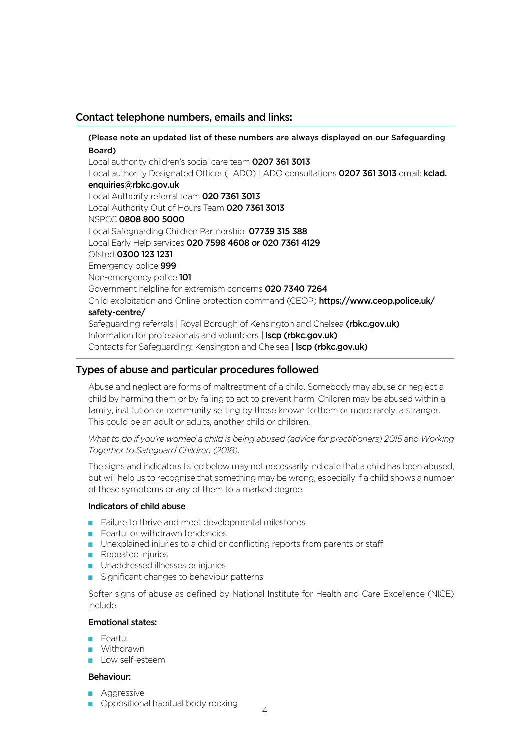## Contact telephone numbers, emails and links:

**(Please note an updated list of these numbers are always displayed on our Safeguarding Board)**

Local authority children's social care team **0207 361 3013**
Local authority Designated Officer (LADO) LADO consultations **0207 361 3013** email: **kclad.enquiries@rbkc.gov.uk**
Local Authority referral team **020 7361 3013**
Local Authority Out of Hours Team **020 7361 3013**
NSPCC **0808 800 5000**
Local Safeguarding Children Partnership **07739 315 388**
Local Early Help services **020 7598 4608 or 020 7361 4129**
Ofsted **0300 123 1231**
Emergency police **999**
Non-emergency police **101**
Government helpline for extremism concerns **020 7340 7264**
Child exploitation and Online protection command (CEOP) **https://www.ceop.police.uk/safety-centre/**
Safeguarding referrals | Royal Borough of Kensington and Chelsea **(rbkc.gov.uk)**
Information for professionals and volunteers **| lscp (rbkc.gov.uk)**
Contacts for Safeguarding: Kensington and Chelsea **| lscp (rbkc.gov.uk)**

## Types of abuse and particular procedures followed

Abuse and neglect are forms of maltreatment of a child. Somebody may abuse or neglect a child by harming them or by failing to act to prevent harm. Children may be abused within a family, institution or community setting by those known to them or more rarely, a stranger. This could be an adult or adults, another child or children.

*What to do if you're worried a child is being abused (advice for practitioners) 2015* and *Working Together to Safeguard Children (2018)*.

The signs and indicators listed below may not necessarily indicate that a child has been abused, but will help us to recognise that something may be wrong, especially if a child shows a number of these symptoms or any of them to a marked degree.

### Indicators of child abuse

- Failure to thrive and meet developmental milestones
- Fearful or withdrawn tendencies
- Unexplained injuries to a child or conflicting reports from parents or staff
- Repeated injuries
- Unaddressed illnesses or injuries
- Significant changes to behaviour patterns

Softer signs of abuse as defined by National Institute for Health and Care Excellence (NICE) include:

### Emotional states:

- Fearful
- Withdrawn
- Low self-esteem

### Behaviour:

- Aggressive
- Oppositional habitual body rocking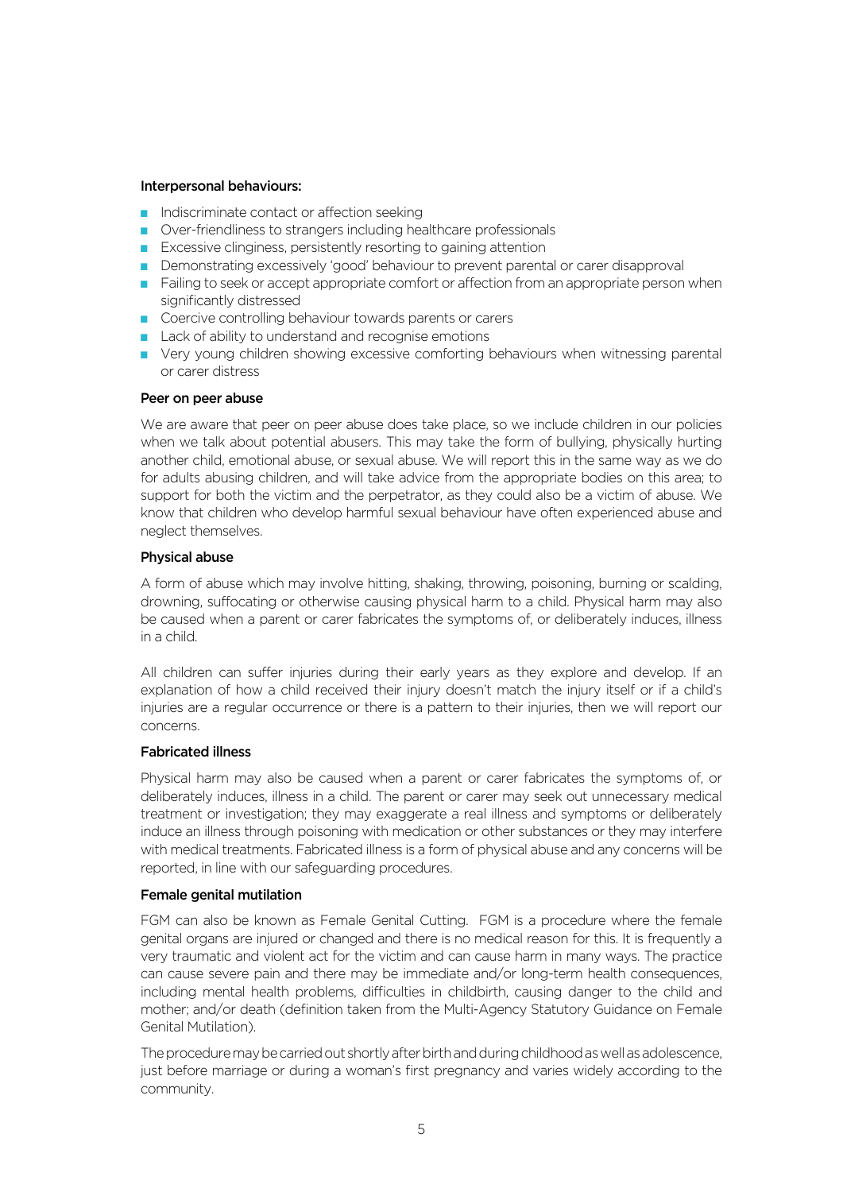**Interpersonal behaviours:**

- Indiscriminate contact or affection seeking
- Over-friendliness to strangers including healthcare professionals
- Excessive clinginess, persistently resorting to gaining attention
- Demonstrating excessively 'good' behaviour to prevent parental or carer disapproval
- Failing to seek or accept appropriate comfort or affection from an appropriate person when significantly distressed
- Coercive controlling behaviour towards parents or carers
- Lack of ability to understand and recognise emotions
- Very young children showing excessive comforting behaviours when witnessing parental or carer distress

**Peer on peer abuse**

We are aware that peer on peer abuse does take place, so we include children in our policies when we talk about potential abusers. This may take the form of bullying, physically hurting another child, emotional abuse, or sexual abuse. We will report this in the same way as we do for adults abusing children, and will take advice from the appropriate bodies on this area; to support for both the victim and the perpetrator, as they could also be a victim of abuse. We know that children who develop harmful sexual behaviour have often experienced abuse and neglect themselves.

**Physical abuse**

A form of abuse which may involve hitting, shaking, throwing, poisoning, burning or scalding, drowning, suffocating or otherwise causing physical harm to a child. Physical harm may also be caused when a parent or carer fabricates the symptoms of, or deliberately induces, illness in a child.

All children can suffer injuries during their early years as they explore and develop. If an explanation of how a child received their injury doesn't match the injury itself or if a child's injuries are a regular occurrence or there is a pattern to their injuries, then we will report our concerns.

**Fabricated illness**

Physical harm may also be caused when a parent or carer fabricates the symptoms of, or deliberately induces, illness in a child. The parent or carer may seek out unnecessary medical treatment or investigation; they may exaggerate a real illness and symptoms or deliberately induce an illness through poisoning with medication or other substances or they may interfere with medical treatments. Fabricated illness is a form of physical abuse and any concerns will be reported, in line with our safeguarding procedures.

**Female genital mutilation**

FGM can also be known as Female Genital Cutting. FGM is a procedure where the female genital organs are injured or changed and there is no medical reason for this. It is frequently a very traumatic and violent act for the victim and can cause harm in many ways. The practice can cause severe pain and there may be immediate and/or long-term health consequences, including mental health problems, difficulties in childbirth, causing danger to the child and mother; and/or death (definition taken from the Multi-Agency Statutory Guidance on Female Genital Mutilation).

The procedure may be carried out shortly after birth and during childhood as well as adolescence, just before marriage or during a woman's first pregnancy and varies widely according to the community.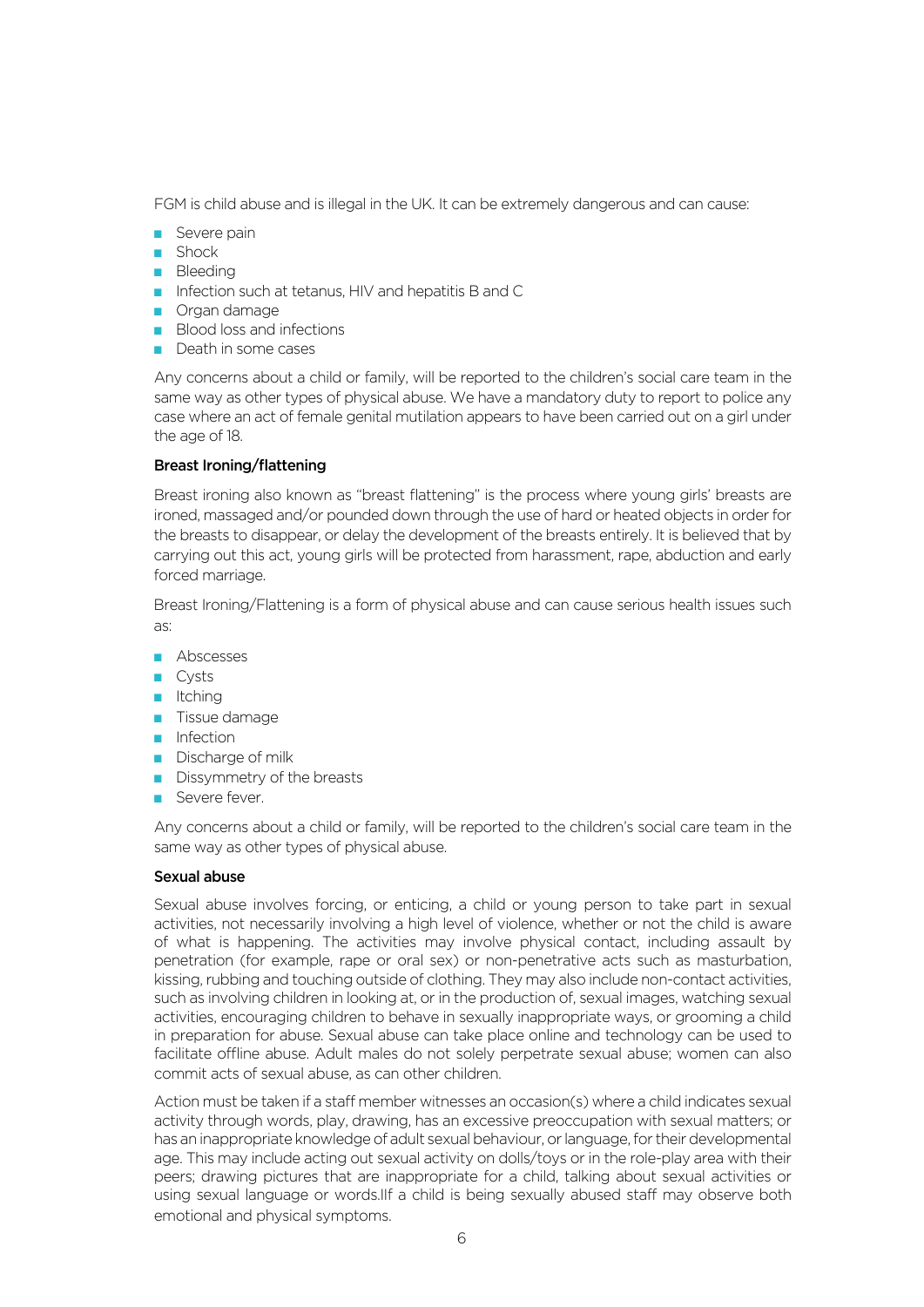FGM is child abuse and is illegal in the UK. It can be extremely dangerous and can cause:

- Severe pain
- Shock
- Bleeding
- Infection such at tetanus, HIV and hepatitis B and C
- Organ damage
- Blood loss and infections
- Death in some cases

Any concerns about a child or family, will be reported to the children's social care team in the same way as other types of physical abuse. We have a mandatory duty to report to police any case where an act of female genital mutilation appears to have been carried out on a girl under the age of 18.

### Breast Ironing/flattening

Breast ironing also known as "breast flattening" is the process where young girls' breasts are ironed, massaged and/or pounded down through the use of hard or heated objects in order for the breasts to disappear, or delay the development of the breasts entirely. It is believed that by carrying out this act, young girls will be protected from harassment, rape, abduction and early forced marriage.

Breast Ironing/Flattening is a form of physical abuse and can cause serious health issues such as:

- Abscesses
- Cysts
- Itching
- Tissue damage
- Infection
- Discharge of milk
- Dissymmetry of the breasts
- Severe fever.

Any concerns about a child or family, will be reported to the children's social care team in the same way as other types of physical abuse.

### Sexual abuse

Sexual abuse involves forcing, or enticing, a child or young person to take part in sexual activities, not necessarily involving a high level of violence, whether or not the child is aware of what is happening. The activities may involve physical contact, including assault by penetration (for example, rape or oral sex) or non-penetrative acts such as masturbation, kissing, rubbing and touching outside of clothing. They may also include non-contact activities, such as involving children in looking at, or in the production of, sexual images, watching sexual activities, encouraging children to behave in sexually inappropriate ways, or grooming a child in preparation for abuse. Sexual abuse can take place online and technology can be used to facilitate offline abuse. Adult males do not solely perpetrate sexual abuse; women can also commit acts of sexual abuse, as can other children.

Action must be taken if a staff member witnesses an occasion(s) where a child indicates sexual activity through words, play, drawing, has an excessive preoccupation with sexual matters; or has an inappropriate knowledge of adult sexual behaviour, or language, for their developmental age. This may include acting out sexual activity on dolls/toys or in the role-play area with their peers; drawing pictures that are inappropriate for a child, talking about sexual activities or using sexual language or words.IIf a child is being sexually abused staff may observe both emotional and physical symptoms.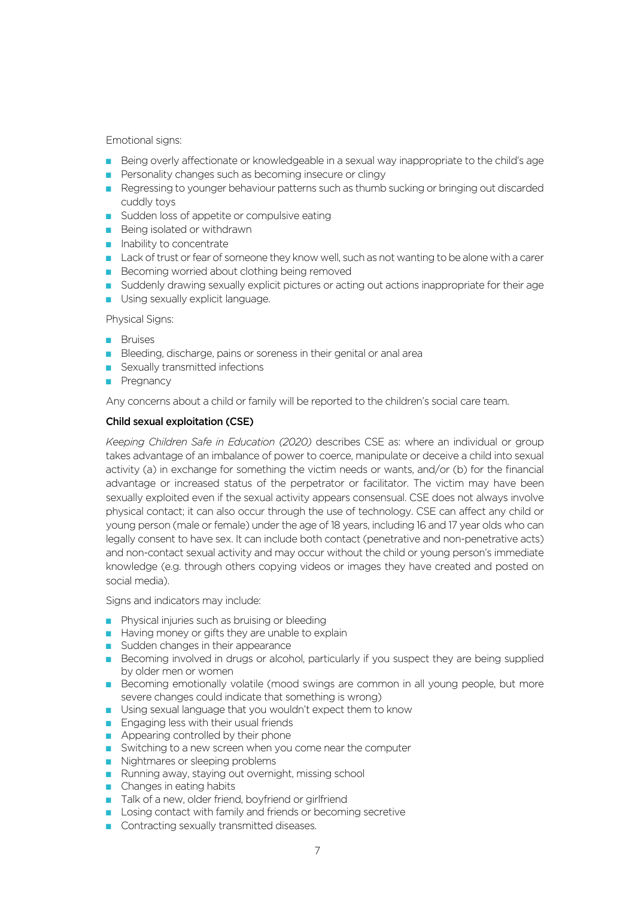Emotional signs:

- Being overly affectionate or knowledgeable in a sexual way inappropriate to the child's age
- Personality changes such as becoming insecure or clingy
- Regressing to younger behaviour patterns such as thumb sucking or bringing out discarded cuddly toys
- Sudden loss of appetite or compulsive eating
- Being isolated or withdrawn
- Inability to concentrate
- Lack of trust or fear of someone they know well, such as not wanting to be alone with a carer
- Becoming worried about clothing being removed
- Suddenly drawing sexually explicit pictures or acting out actions inappropriate for their age
- Using sexually explicit language.

Physical Signs:

- Bruises
- Bleeding, discharge, pains or soreness in their genital or anal area
- Sexually transmitted infections
- Pregnancy

Any concerns about a child or family will be reported to the children's social care team.

### Child sexual exploitation (CSE)

*Keeping Children Safe in Education (2020)* describes CSE as: where an individual or group takes advantage of an imbalance of power to coerce, manipulate or deceive a child into sexual activity (a) in exchange for something the victim needs or wants, and/or (b) for the financial advantage or increased status of the perpetrator or facilitator. The victim may have been sexually exploited even if the sexual activity appears consensual. CSE does not always involve physical contact; it can also occur through the use of technology. CSE can affect any child or young person (male or female) under the age of 18 years, including 16 and 17 year olds who can legally consent to have sex. It can include both contact (penetrative and non-penetrative acts) and non-contact sexual activity and may occur without the child or young person's immediate knowledge (e.g. through others copying videos or images they have created and posted on social media).

Signs and indicators may include:

- Physical injuries such as bruising or bleeding
- Having money or gifts they are unable to explain
- Sudden changes in their appearance
- Becoming involved in drugs or alcohol, particularly if you suspect they are being supplied by older men or women
- Becoming emotionally volatile (mood swings are common in all young people, but more severe changes could indicate that something is wrong)
- Using sexual language that you wouldn't expect them to know
- Engaging less with their usual friends
- Appearing controlled by their phone
- Switching to a new screen when you come near the computer
- Nightmares or sleeping problems
- Running away, staying out overnight, missing school
- Changes in eating habits
- Talk of a new, older friend, boyfriend or girlfriend
- Losing contact with family and friends or becoming secretive
- Contracting sexually transmitted diseases.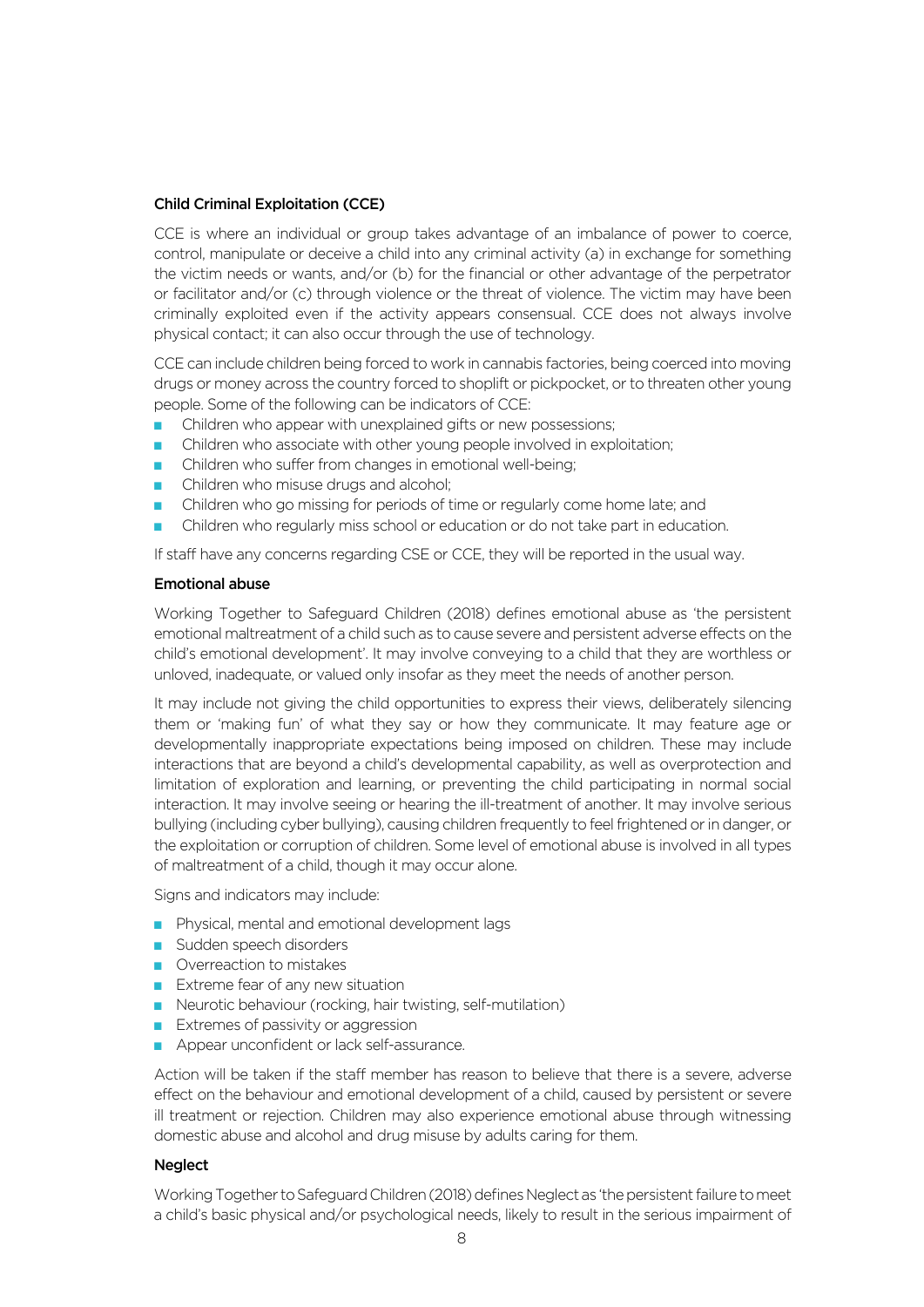### Child Criminal Exploitation (CCE)

CCE is where an individual or group takes advantage of an imbalance of power to coerce, control, manipulate or deceive a child into any criminal activity (a) in exchange for something the victim needs or wants, and/or (b) for the financial or other advantage of the perpetrator or facilitator and/or (c) through violence or the threat of violence. The victim may have been criminally exploited even if the activity appears consensual. CCE does not always involve physical contact; it can also occur through the use of technology.

CCE can include children being forced to work in cannabis factories, being coerced into moving drugs or money across the country forced to shoplift or pickpocket, or to threaten other young people. Some of the following can be indicators of CCE:

- Children who appear with unexplained gifts or new possessions;
- Children who associate with other young people involved in exploitation;
- Children who suffer from changes in emotional well-being;
- Children who misuse drugs and alcohol;
- Children who go missing for periods of time or regularly come home late; and
- Children who regularly miss school or education or do not take part in education.

If staff have any concerns regarding CSE or CCE, they will be reported in the usual way.

### Emotional abuse

Working Together to Safeguard Children (2018) defines emotional abuse as 'the persistent emotional maltreatment of a child such as to cause severe and persistent adverse effects on the child's emotional development'. It may involve conveying to a child that they are worthless or unloved, inadequate, or valued only insofar as they meet the needs of another person.

It may include not giving the child opportunities to express their views, deliberately silencing them or 'making fun' of what they say or how they communicate. It may feature age or developmentally inappropriate expectations being imposed on children. These may include interactions that are beyond a child's developmental capability, as well as overprotection and limitation of exploration and learning, or preventing the child participating in normal social interaction. It may involve seeing or hearing the ill-treatment of another. It may involve serious bullying (including cyber bullying), causing children frequently to feel frightened or in danger, or the exploitation or corruption of children. Some level of emotional abuse is involved in all types of maltreatment of a child, though it may occur alone.

Signs and indicators may include:

- Physical, mental and emotional development lags
- Sudden speech disorders
- Overreaction to mistakes
- Extreme fear of any new situation
- Neurotic behaviour (rocking, hair twisting, self-mutilation)
- Extremes of passivity or aggression
- Appear unconfident or lack self-assurance.

Action will be taken if the staff member has reason to believe that there is a severe, adverse effect on the behaviour and emotional development of a child, caused by persistent or severe ill treatment or rejection. Children may also experience emotional abuse through witnessing domestic abuse and alcohol and drug misuse by adults caring for them.

### Neglect

Working Together to Safeguard Children (2018) defines Neglect as 'the persistent failure to meet a child's basic physical and/or psychological needs, likely to result in the serious impairment of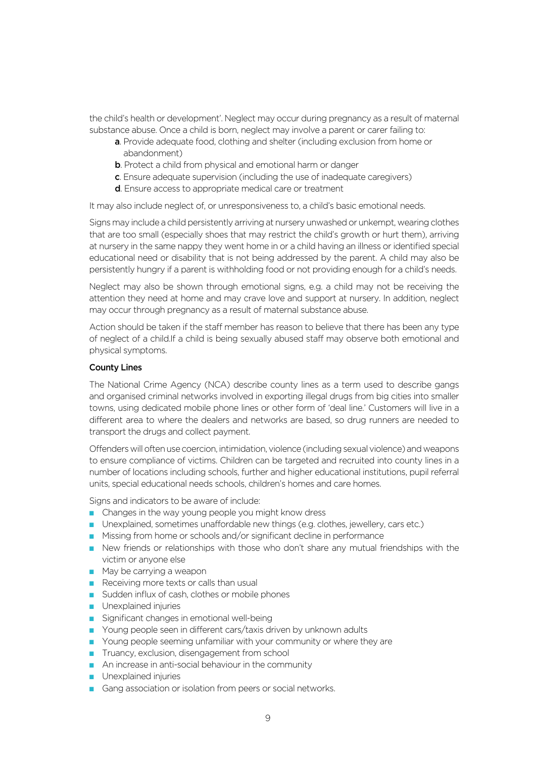the child's health or development'. Neglect may occur during pregnancy as a result of maternal substance abuse. Once a child is born, neglect may involve a parent or carer failing to:

- **a**. Provide adequate food, clothing and shelter (including exclusion from home or abandonment)
- **b**. Protect a child from physical and emotional harm or danger
- **c**. Ensure adequate supervision (including the use of inadequate caregivers)
- **d**. Ensure access to appropriate medical care or treatment

It may also include neglect of, or unresponsiveness to, a child's basic emotional needs.

Signs may include a child persistently arriving at nursery unwashed or unkempt, wearing clothes that are too small (especially shoes that may restrict the child's growth or hurt them), arriving at nursery in the same nappy they went home in or a child having an illness or identified special educational need or disability that is not being addressed by the parent. A child may also be persistently hungry if a parent is withholding food or not providing enough for a child's needs.

Neglect may also be shown through emotional signs, e.g. a child may not be receiving the attention they need at home and may crave love and support at nursery. In addition, neglect may occur through pregnancy as a result of maternal substance abuse.

Action should be taken if the staff member has reason to believe that there has been any type of neglect of a child.If a child is being sexually abused staff may observe both emotional and physical symptoms.

**County Lines**

The National Crime Agency (NCA) describe county lines as a term used to describe gangs and organised criminal networks involved in exporting illegal drugs from big cities into smaller towns, using dedicated mobile phone lines or other form of 'deal line.' Customers will live in a different area to where the dealers and networks are based, so drug runners are needed to transport the drugs and collect payment.

Offenders will often use coercion, intimidation, violence (including sexual violence) and weapons to ensure compliance of victims. Children can be targeted and recruited into county lines in a number of locations including schools, further and higher educational institutions, pupil referral units, special educational needs schools, children's homes and care homes.

Signs and indicators to be aware of include:

- Changes in the way young people you might know dress
- Unexplained, sometimes unaffordable new things (e.g. clothes, jewellery, cars etc.)
- Missing from home or schools and/or significant decline in performance
- New friends or relationships with those who don't share any mutual friendships with the victim or anyone else
- May be carrying a weapon
- Receiving more texts or calls than usual
- Sudden influx of cash, clothes or mobile phones
- Unexplained injuries
- Significant changes in emotional well-being
- Young people seen in different cars/taxis driven by unknown adults
- Young people seeming unfamiliar with your community or where they are
- Truancy, exclusion, disengagement from school
- An increase in anti-social behaviour in the community
- Unexplained injuries
- Gang association or isolation from peers or social networks.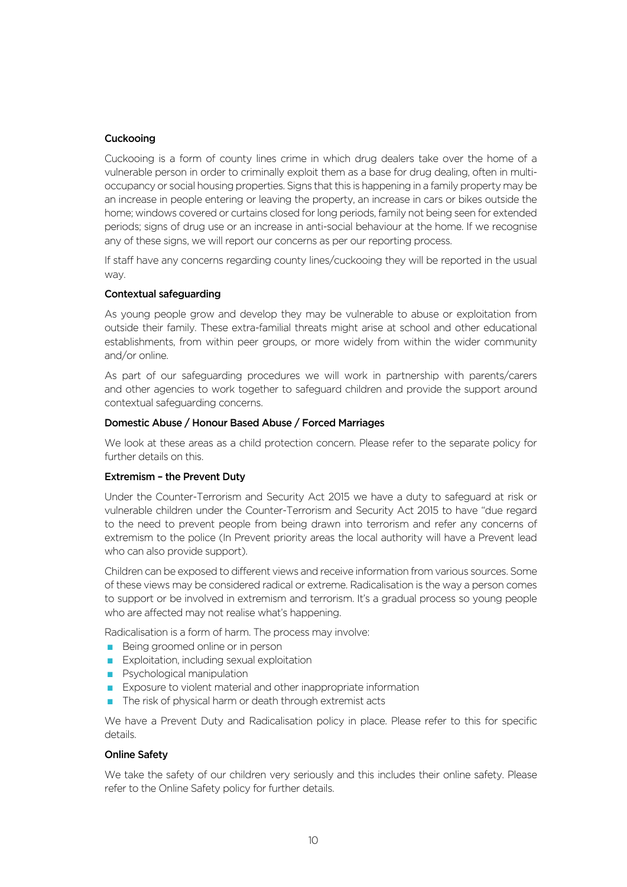### Cuckooing

Cuckooing is a form of county lines crime in which drug dealers take over the home of a vulnerable person in order to criminally exploit them as a base for drug dealing, often in multi-occupancy or social housing properties. Signs that this is happening in a family property may be an increase in people entering or leaving the property, an increase in cars or bikes outside the home; windows covered or curtains closed for long periods, family not being seen for extended periods; signs of drug use or an increase in anti-social behaviour at the home. If we recognise any of these signs, we will report our concerns as per our reporting process.

If staff have any concerns regarding county lines/cuckooing they will be reported in the usual way.

### Contextual safeguarding

As young people grow and develop they may be vulnerable to abuse or exploitation from outside their family. These extra-familial threats might arise at school and other educational establishments, from within peer groups, or more widely from within the wider community and/or online.

As part of our safeguarding procedures we will work in partnership with parents/carers and other agencies to work together to safeguard children and provide the support around contextual safeguarding concerns.

### Domestic Abuse / Honour Based Abuse / Forced Marriages

We look at these areas as a child protection concern. Please refer to the separate policy for further details on this.

### Extremism – the Prevent Duty

Under the Counter-Terrorism and Security Act 2015 we have a duty to safeguard at risk or vulnerable children under the Counter-Terrorism and Security Act 2015 to have "due regard to the need to prevent people from being drawn into terrorism and refer any concerns of extremism to the police (In Prevent priority areas the local authority will have a Prevent lead who can also provide support).

Children can be exposed to different views and receive information from various sources. Some of these views may be considered radical or extreme. Radicalisation is the way a person comes to support or be involved in extremism and terrorism. It's a gradual process so young people who are affected may not realise what's happening.

Radicalisation is a form of harm. The process may involve:

- Being groomed online or in person
- Exploitation, including sexual exploitation
- Psychological manipulation
- Exposure to violent material and other inappropriate information
- The risk of physical harm or death through extremist acts

We have a Prevent Duty and Radicalisation policy in place. Please refer to this for specific details.

### Online Safety

We take the safety of our children very seriously and this includes their online safety. Please refer to the Online Safety policy for further details.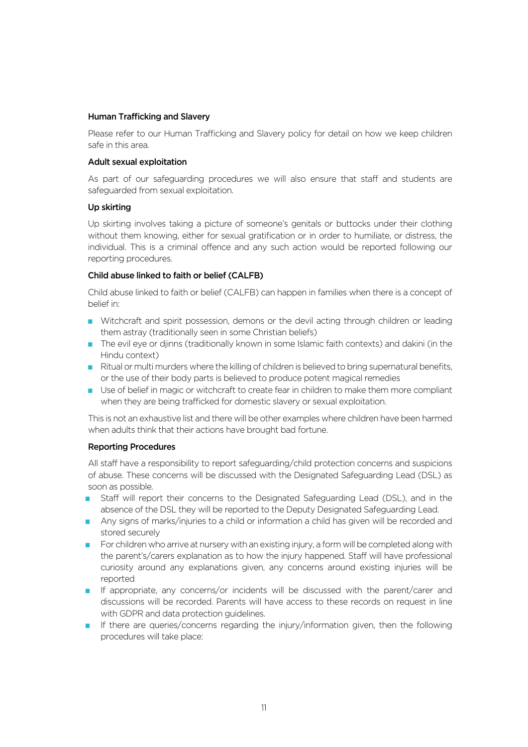### Human Trafficking and Slavery

Please refer to our Human Trafficking and Slavery policy for detail on how we keep children safe in this area.

### Adult sexual exploitation

As part of our safeguarding procedures we will also ensure that staff and students are safeguarded from sexual exploitation.

### Up skirting

Up skirting involves taking a picture of someone's genitals or buttocks under their clothing without them knowing, either for sexual gratification or in order to humiliate, or distress, the individual. This is a criminal offence and any such action would be reported following our reporting procedures.

### Child abuse linked to faith or belief (CALFB)

Child abuse linked to faith or belief (CALFB) can happen in families when there is a concept of belief in:

- Witchcraft and spirit possession, demons or the devil acting through children or leading them astray (traditionally seen in some Christian beliefs)
- The evil eye or djinns (traditionally known in some Islamic faith contexts) and dakini (in the Hindu context)
- Ritual or multi murders where the killing of children is believed to bring supernatural benefits, or the use of their body parts is believed to produce potent magical remedies
- Use of belief in magic or witchcraft to create fear in children to make them more compliant when they are being trafficked for domestic slavery or sexual exploitation.

This is not an exhaustive list and there will be other examples where children have been harmed when adults think that their actions have brought bad fortune.

### Reporting Procedures

All staff have a responsibility to report safeguarding/child protection concerns and suspicions of abuse. These concerns will be discussed with the Designated Safeguarding Lead (DSL) as soon as possible.

- Staff will report their concerns to the Designated Safeguarding Lead (DSL), and in the absence of the DSL they will be reported to the Deputy Designated Safeguarding Lead.
- Any signs of marks/injuries to a child or information a child has given will be recorded and stored securely
- For children who arrive at nursery with an existing injury, a form will be completed along with the parent's/carers explanation as to how the injury happened. Staff will have professional curiosity around any explanations given, any concerns around existing injuries will be reported
- If appropriate, any concerns/or incidents will be discussed with the parent/carer and discussions will be recorded. Parents will have access to these records on request in line with GDPR and data protection guidelines.
- If there are queries/concerns regarding the injury/information given, then the following procedures will take place: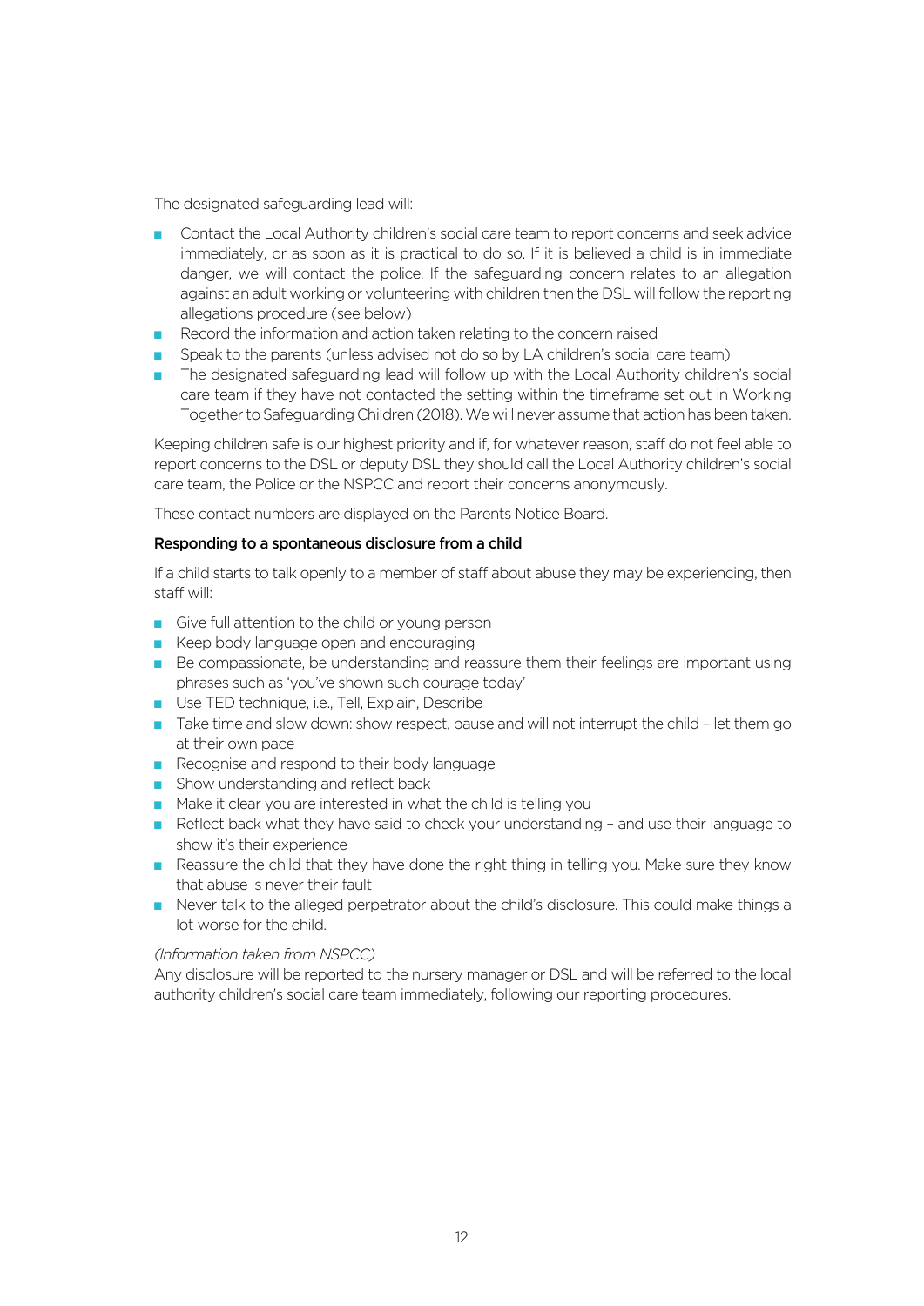The designated safeguarding lead will:

- Contact the Local Authority children's social care team to report concerns and seek advice immediately, or as soon as it is practical to do so. If it is believed a child is in immediate danger, we will contact the police. If the safeguarding concern relates to an allegation against an adult working or volunteering with children then the DSL will follow the reporting allegations procedure (see below)
- Record the information and action taken relating to the concern raised
- Speak to the parents (unless advised not do so by LA children's social care team)
- The designated safeguarding lead will follow up with the Local Authority children's social care team if they have not contacted the setting within the timeframe set out in Working Together to Safeguarding Children (2018). We will never assume that action has been taken.

Keeping children safe is our highest priority and if, for whatever reason, staff do not feel able to report concerns to the DSL or deputy DSL they should call the Local Authority children's social care team, the Police or the NSPCC and report their concerns anonymously.

These contact numbers are displayed on the Parents Notice Board.

**Responding to a spontaneous disclosure from a child**

If a child starts to talk openly to a member of staff about abuse they may be experiencing, then staff will:

- Give full attention to the child or young person
- Keep body language open and encouraging
- Be compassionate, be understanding and reassure them their feelings are important using phrases such as 'you've shown such courage today'
- Use TED technique, i.e., Tell, Explain, Describe
- Take time and slow down: show respect, pause and will not interrupt the child – let them go at their own pace
- Recognise and respond to their body language
- Show understanding and reflect back
- Make it clear you are interested in what the child is telling you
- Reflect back what they have said to check your understanding – and use their language to show it's their experience
- Reassure the child that they have done the right thing in telling you. Make sure they know that abuse is never their fault
- Never talk to the alleged perpetrator about the child's disclosure. This could make things a lot worse for the child.

*(Information taken from NSPCC)*
Any disclosure will be reported to the nursery manager or DSL and will be referred to the local authority children's social care team immediately, following our reporting procedures.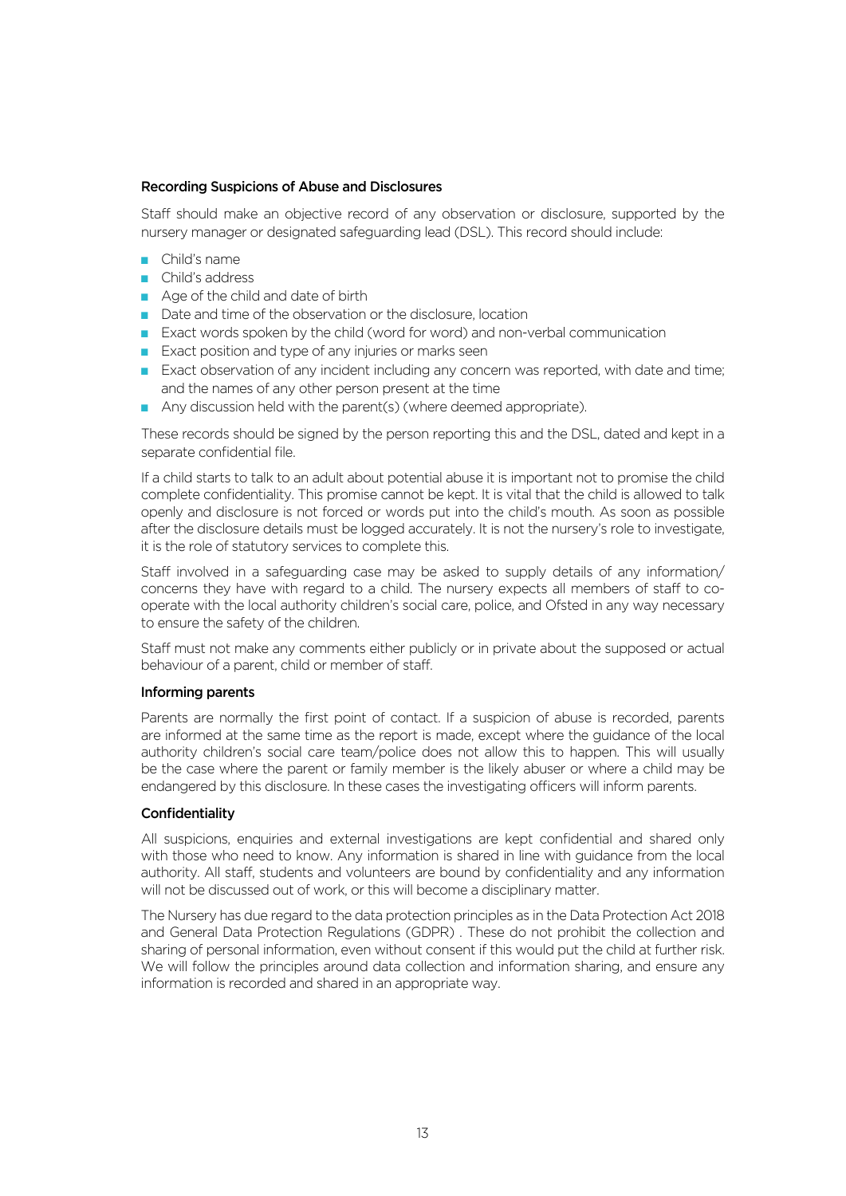### Recording Suspicions of Abuse and Disclosures

Staff should make an objective record of any observation or disclosure, supported by the nursery manager or designated safeguarding lead (DSL). This record should include:

- Child's name
- Child's address
- Age of the child and date of birth
- Date and time of the observation or the disclosure, location
- Exact words spoken by the child (word for word) and non-verbal communication
- Exact position and type of any injuries or marks seen
- Exact observation of any incident including any concern was reported, with date and time; and the names of any other person present at the time
- Any discussion held with the parent(s) (where deemed appropriate).

These records should be signed by the person reporting this and the DSL, dated and kept in a separate confidential file.

If a child starts to talk to an adult about potential abuse it is important not to promise the child complete confidentiality. This promise cannot be kept. It is vital that the child is allowed to talk openly and disclosure is not forced or words put into the child's mouth. As soon as possible after the disclosure details must be logged accurately. It is not the nursery's role to investigate, it is the role of statutory services to complete this.

Staff involved in a safeguarding case may be asked to supply details of any information/concerns they have with regard to a child. The nursery expects all members of staff to co-operate with the local authority children's social care, police, and Ofsted in any way necessary to ensure the safety of the children.

Staff must not make any comments either publicly or in private about the supposed or actual behaviour of a parent, child or member of staff.

### Informing parents

Parents are normally the first point of contact. If a suspicion of abuse is recorded, parents are informed at the same time as the report is made, except where the guidance of the local authority children's social care team/police does not allow this to happen. This will usually be the case where the parent or family member is the likely abuser or where a child may be endangered by this disclosure. In these cases the investigating officers will inform parents.

### Confidentiality

All suspicions, enquiries and external investigations are kept confidential and shared only with those who need to know. Any information is shared in line with guidance from the local authority. All staff, students and volunteers are bound by confidentiality and any information will not be discussed out of work, or this will become a disciplinary matter.

The Nursery has due regard to the data protection principles as in the Data Protection Act 2018 and General Data Protection Regulations (GDPR) . These do not prohibit the collection and sharing of personal information, even without consent if this would put the child at further risk. We will follow the principles around data collection and information sharing, and ensure any information is recorded and shared in an appropriate way.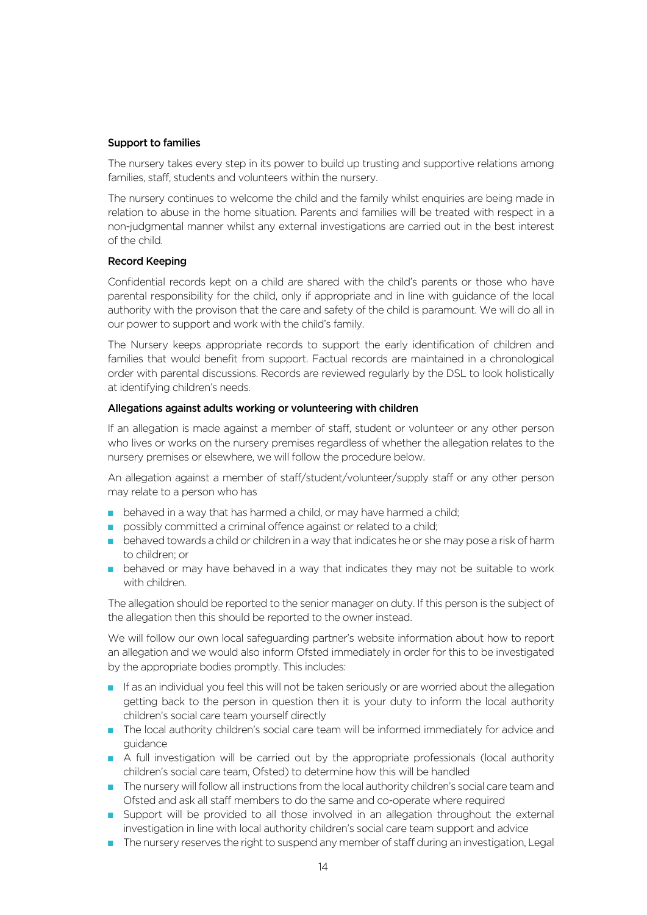**Support to families**

The nursery takes every step in its power to build up trusting and supportive relations among families, staff, students and volunteers within the nursery.

The nursery continues to welcome the child and the family whilst enquiries are being made in relation to abuse in the home situation. Parents and families will be treated with respect in a non-judgmental manner whilst any external investigations are carried out in the best interest of the child.

**Record Keeping**

Confidential records kept on a child are shared with the child's parents or those who have parental responsibility for the child, only if appropriate and in line with guidance of the local authority with the provison that the care and safety of the child is paramount. We will do all in our power to support and work with the child's family.

The Nursery keeps appropriate records to support the early identification of children and families that would benefit from support. Factual records are maintained in a chronological order with parental discussions. Records are reviewed regularly by the DSL to look holistically at identifying children's needs.

**Allegations against adults working or volunteering with children**

If an allegation is made against a member of staff, student or volunteer or any other person who lives or works on the nursery premises regardless of whether the allegation relates to the nursery premises or elsewhere, we will follow the procedure below.

An allegation against a member of staff/student/volunteer/supply staff or any other person may relate to a person who has

- behaved in a way that has harmed a child, or may have harmed a child;
- possibly committed a criminal offence against or related to a child;
- behaved towards a child or children in a way that indicates he or she may pose a risk of harm to children; or
- behaved or may have behaved in a way that indicates they may not be suitable to work with children.

The allegation should be reported to the senior manager on duty. If this person is the subject of the allegation then this should be reported to the owner instead.

We will follow our own local safeguarding partner's website information about how to report an allegation and we would also inform Ofsted immediately in order for this to be investigated by the appropriate bodies promptly. This includes:

- If as an individual you feel this will not be taken seriously or are worried about the allegation getting back to the person in question then it is your duty to inform the local authority children's social care team yourself directly
- The local authority children's social care team will be informed immediately for advice and guidance
- A full investigation will be carried out by the appropriate professionals (local authority children's social care team, Ofsted) to determine how this will be handled
- The nursery will follow all instructions from the local authority children's social care team and Ofsted and ask all staff members to do the same and co-operate where required
- Support will be provided to all those involved in an allegation throughout the external investigation in line with local authority children's social care team support and advice
- The nursery reserves the right to suspend any member of staff during an investigation, Legal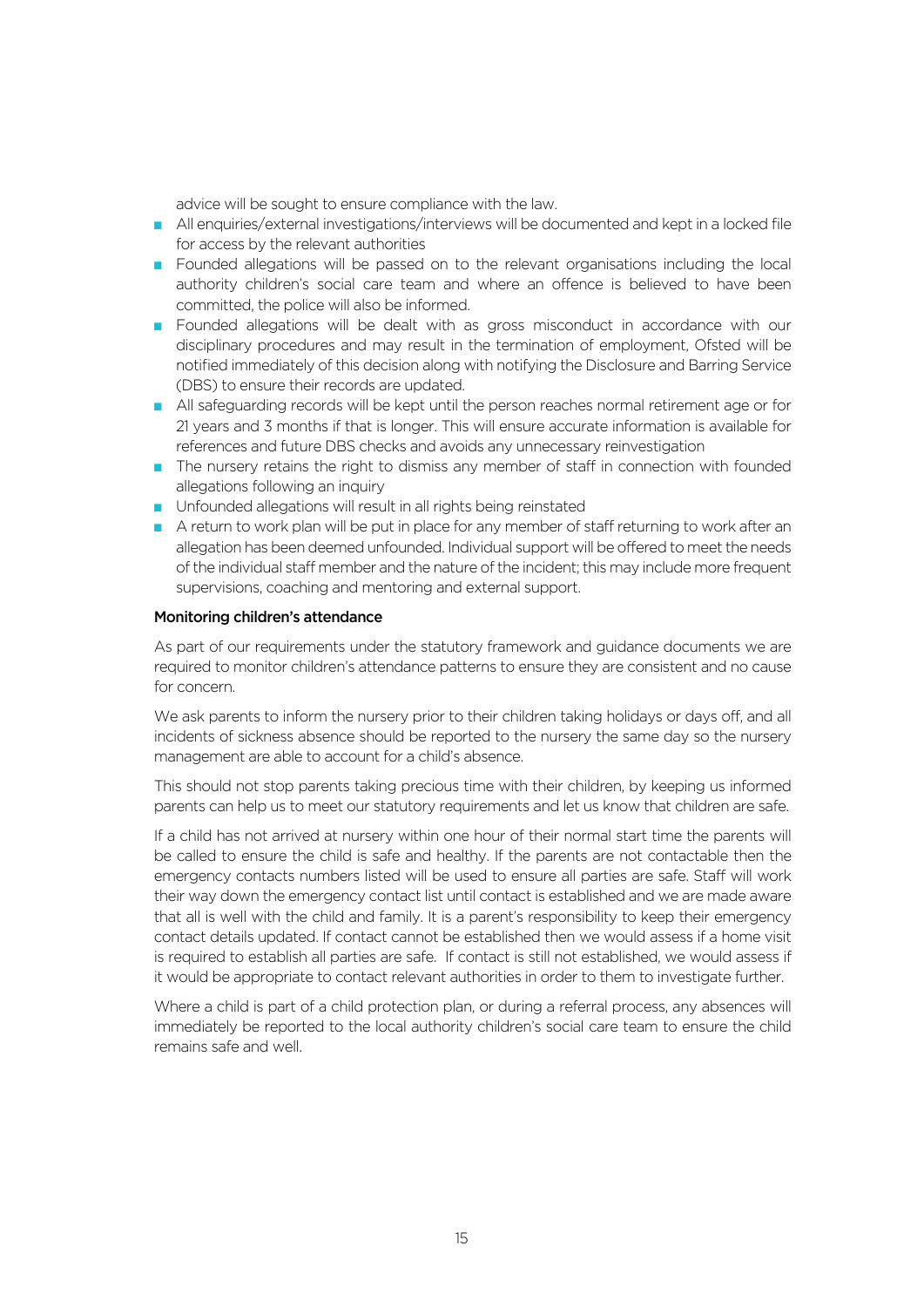advice will be sought to ensure compliance with the law.

- All enquiries/external investigations/interviews will be documented and kept in a locked file for access by the relevant authorities
- Founded allegations will be passed on to the relevant organisations including the local authority children's social care team and where an offence is believed to have been committed, the police will also be informed.
- Founded allegations will be dealt with as gross misconduct in accordance with our disciplinary procedures and may result in the termination of employment, Ofsted will be notified immediately of this decision along with notifying the Disclosure and Barring Service (DBS) to ensure their records are updated.
- All safeguarding records will be kept until the person reaches normal retirement age or for 21 years and 3 months if that is longer. This will ensure accurate information is available for references and future DBS checks and avoids any unnecessary reinvestigation
- The nursery retains the right to dismiss any member of staff in connection with founded allegations following an inquiry
- Unfounded allegations will result in all rights being reinstated
- A return to work plan will be put in place for any member of staff returning to work after an allegation has been deemed unfounded. Individual support will be offered to meet the needs of the individual staff member and the nature of the incident; this may include more frequent supervisions, coaching and mentoring and external support.

**Monitoring children's attendance**

As part of our requirements under the statutory framework and guidance documents we are required to monitor children's attendance patterns to ensure they are consistent and no cause for concern.

We ask parents to inform the nursery prior to their children taking holidays or days off, and all incidents of sickness absence should be reported to the nursery the same day so the nursery management are able to account for a child's absence.

This should not stop parents taking precious time with their children, by keeping us informed parents can help us to meet our statutory requirements and let us know that children are safe.

If a child has not arrived at nursery within one hour of their normal start time the parents will be called to ensure the child is safe and healthy. If the parents are not contactable then the emergency contacts numbers listed will be used to ensure all parties are safe. Staff will work their way down the emergency contact list until contact is established and we are made aware that all is well with the child and family. It is a parent's responsibility to keep their emergency contact details updated. If contact cannot be established then we would assess if a home visit is required to establish all parties are safe. If contact is still not established, we would assess if it would be appropriate to contact relevant authorities in order to them to investigate further.

Where a child is part of a child protection plan, or during a referral process, any absences will immediately be reported to the local authority children's social care team to ensure the child remains safe and well.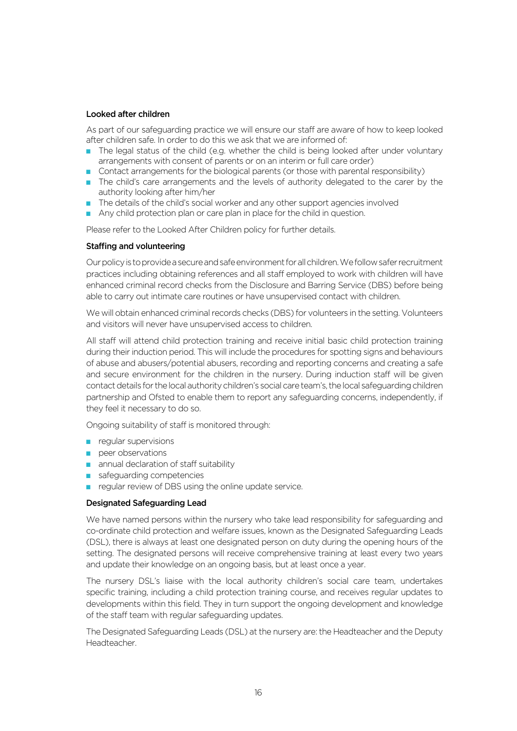### Looked after children

As part of our safeguarding practice we will ensure our staff are aware of how to keep looked after children safe. In order to do this we ask that we are informed of:

- The legal status of the child (e.g. whether the child is being looked after under voluntary arrangements with consent of parents or on an interim or full care order)
- Contact arrangements for the biological parents (or those with parental responsibility)
- The child's care arrangements and the levels of authority delegated to the carer by the authority looking after him/her
- The details of the child's social worker and any other support agencies involved
- Any child protection plan or care plan in place for the child in question.

Please refer to the Looked After Children policy for further details.

### Staffing and volunteering

Our policy is to provide a secure and safe environment for all children. We follow safer recruitment practices including obtaining references and all staff employed to work with children will have enhanced criminal record checks from the Disclosure and Barring Service (DBS) before being able to carry out intimate care routines or have unsupervised contact with children.

We will obtain enhanced criminal records checks (DBS) for volunteers in the setting. Volunteers and visitors will never have unsupervised access to children.

All staff will attend child protection training and receive initial basic child protection training during their induction period. This will include the procedures for spotting signs and behaviours of abuse and abusers/potential abusers, recording and reporting concerns and creating a safe and secure environment for the children in the nursery. During induction staff will be given contact details for the local authority children's social care team's, the local safeguarding children partnership and Ofsted to enable them to report any safeguarding concerns, independently, if they feel it necessary to do so.

Ongoing suitability of staff is monitored through:

- regular supervisions
- peer observations
- annual declaration of staff suitability
- safeguarding competencies
- regular review of DBS using the online update service.

### Designated Safeguarding Lead

We have named persons within the nursery who take lead responsibility for safeguarding and co-ordinate child protection and welfare issues, known as the Designated Safeguarding Leads (DSL), there is always at least one designated person on duty during the opening hours of the setting. The designated persons will receive comprehensive training at least every two years and update their knowledge on an ongoing basis, but at least once a year.

The nursery DSL's liaise with the local authority children's social care team, undertakes specific training, including a child protection training course, and receives regular updates to developments within this field. They in turn support the ongoing development and knowledge of the staff team with regular safeguarding updates.

The Designated Safeguarding Leads (DSL) at the nursery are: the Headteacher and the Deputy Headteacher.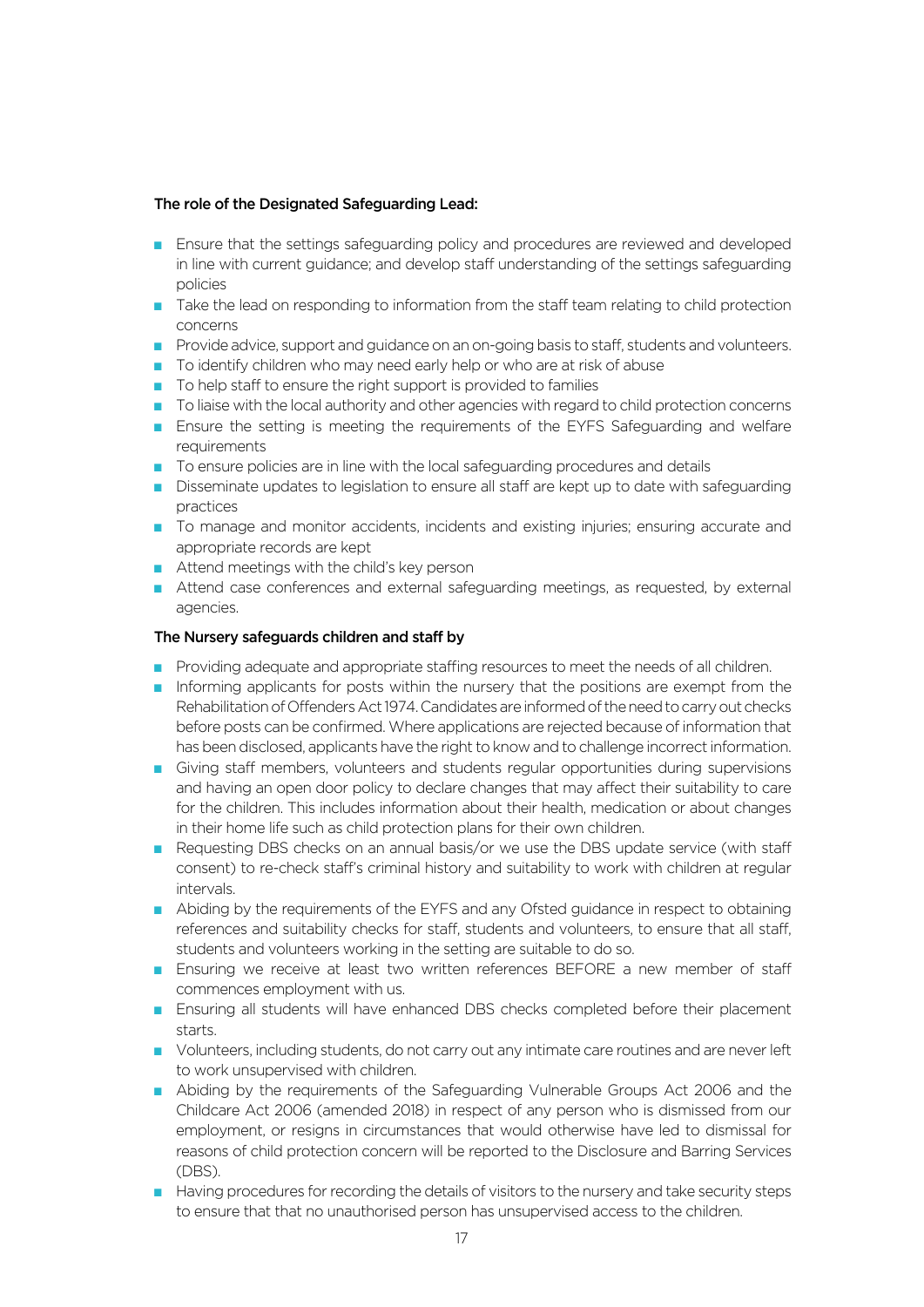**The role of the Designated Safeguarding Lead:**

- Ensure that the settings safeguarding policy and procedures are reviewed and developed in line with current guidance; and develop staff understanding of the settings safeguarding policies
- Take the lead on responding to information from the staff team relating to child protection concerns
- Provide advice, support and guidance on an on-going basis to staff, students and volunteers.
- To identify children who may need early help or who are at risk of abuse
- To help staff to ensure the right support is provided to families
- To liaise with the local authority and other agencies with regard to child protection concerns
- Ensure the setting is meeting the requirements of the EYFS Safeguarding and welfare requirements
- To ensure policies are in line with the local safeguarding procedures and details
- Disseminate updates to legislation to ensure all staff are kept up to date with safeguarding practices
- To manage and monitor accidents, incidents and existing injuries; ensuring accurate and appropriate records are kept
- Attend meetings with the child's key person
- Attend case conferences and external safeguarding meetings, as requested, by external agencies.

**The Nursery safeguards children and staff by**

- Providing adequate and appropriate staffing resources to meet the needs of all children.
- Informing applicants for posts within the nursery that the positions are exempt from the Rehabilitation of Offenders Act 1974. Candidates are informed of the need to carry out checks before posts can be confirmed. Where applications are rejected because of information that has been disclosed, applicants have the right to know and to challenge incorrect information.
- Giving staff members, volunteers and students regular opportunities during supervisions and having an open door policy to declare changes that may affect their suitability to care for the children. This includes information about their health, medication or about changes in their home life such as child protection plans for their own children.
- Requesting DBS checks on an annual basis/or we use the DBS update service (with staff consent) to re-check staff's criminal history and suitability to work with children at regular intervals.
- Abiding by the requirements of the EYFS and any Ofsted guidance in respect to obtaining references and suitability checks for staff, students and volunteers, to ensure that all staff, students and volunteers working in the setting are suitable to do so.
- Ensuring we receive at least two written references BEFORE a new member of staff commences employment with us.
- Ensuring all students will have enhanced DBS checks completed before their placement starts.
- Volunteers, including students, do not carry out any intimate care routines and are never left to work unsupervised with children.
- Abiding by the requirements of the Safeguarding Vulnerable Groups Act 2006 and the Childcare Act 2006 (amended 2018) in respect of any person who is dismissed from our employment, or resigns in circumstances that would otherwise have led to dismissal for reasons of child protection concern will be reported to the Disclosure and Barring Services (DBS).
- Having procedures for recording the details of visitors to the nursery and take security steps to ensure that that no unauthorised person has unsupervised access to the children.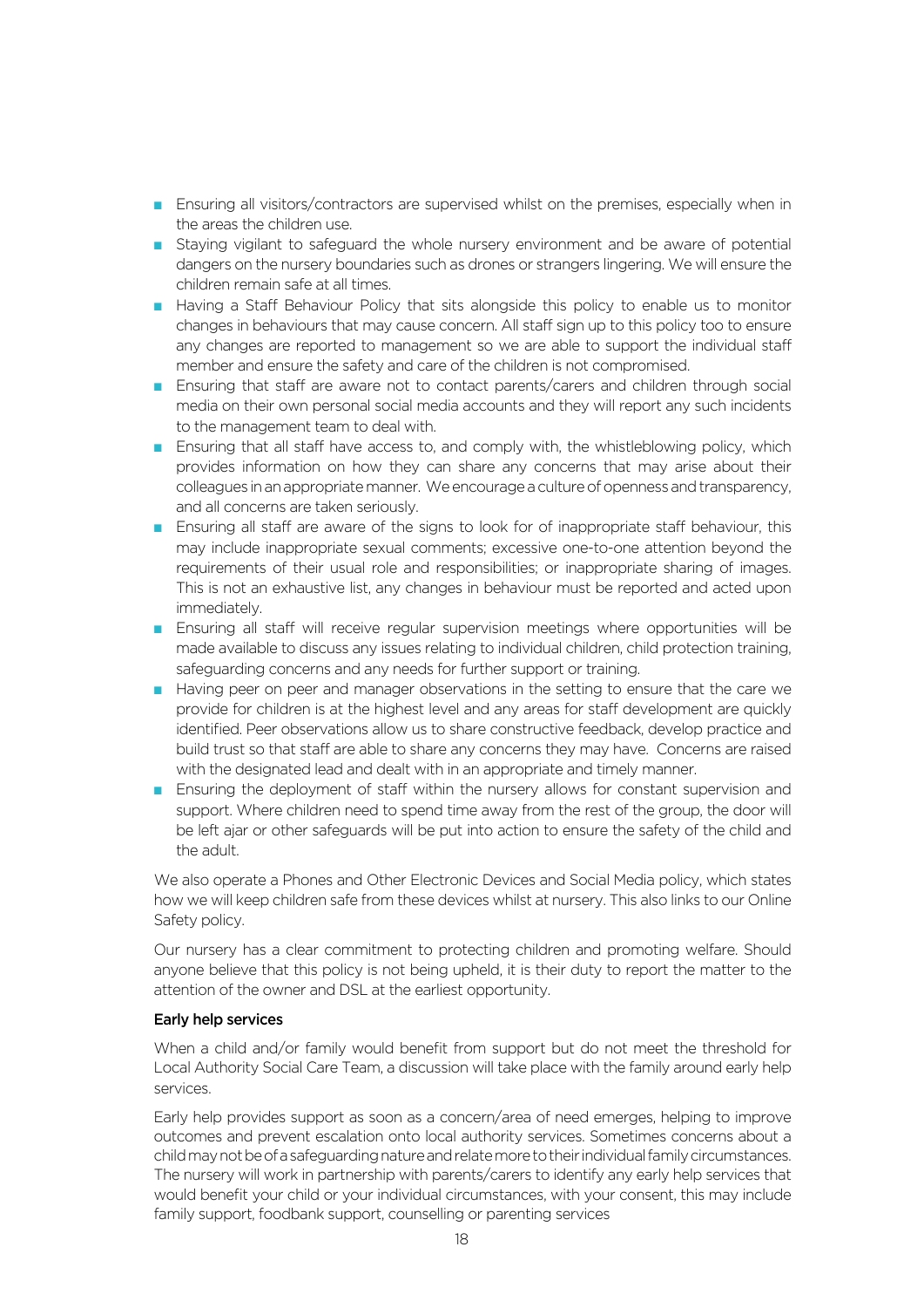- Ensuring all visitors/contractors are supervised whilst on the premises, especially when in the areas the children use.
- Staying vigilant to safeguard the whole nursery environment and be aware of potential dangers on the nursery boundaries such as drones or strangers lingering. We will ensure the children remain safe at all times.
- Having a Staff Behaviour Policy that sits alongside this policy to enable us to monitor changes in behaviours that may cause concern. All staff sign up to this policy too to ensure any changes are reported to management so we are able to support the individual staff member and ensure the safety and care of the children is not compromised.
- Ensuring that staff are aware not to contact parents/carers and children through social media on their own personal social media accounts and they will report any such incidents to the management team to deal with.
- Ensuring that all staff have access to, and comply with, the whistleblowing policy, which provides information on how they can share any concerns that may arise about their colleagues in an appropriate manner. We encourage a culture of openness and transparency, and all concerns are taken seriously.
- Ensuring all staff are aware of the signs to look for of inappropriate staff behaviour, this may include inappropriate sexual comments; excessive one-to-one attention beyond the requirements of their usual role and responsibilities; or inappropriate sharing of images. This is not an exhaustive list, any changes in behaviour must be reported and acted upon immediately.
- Ensuring all staff will receive regular supervision meetings where opportunities will be made available to discuss any issues relating to individual children, child protection training, safeguarding concerns and any needs for further support or training.
- Having peer on peer and manager observations in the setting to ensure that the care we provide for children is at the highest level and any areas for staff development are quickly identified. Peer observations allow us to share constructive feedback, develop practice and build trust so that staff are able to share any concerns they may have. Concerns are raised with the designated lead and dealt with in an appropriate and timely manner.
- Ensuring the deployment of staff within the nursery allows for constant supervision and support. Where children need to spend time away from the rest of the group, the door will be left ajar or other safeguards will be put into action to ensure the safety of the child and the adult.

We also operate a Phones and Other Electronic Devices and Social Media policy, which states how we will keep children safe from these devices whilst at nursery. This also links to our Online Safety policy.

Our nursery has a clear commitment to protecting children and promoting welfare. Should anyone believe that this policy is not being upheld, it is their duty to report the matter to the attention of the owner and DSL at the earliest opportunity.

**Early help services**

When a child and/or family would benefit from support but do not meet the threshold for Local Authority Social Care Team, a discussion will take place with the family around early help services.

Early help provides support as soon as a concern/area of need emerges, helping to improve outcomes and prevent escalation onto local authority services. Sometimes concerns about a child may not be of a safeguarding nature and relate more to their individual family circumstances. The nursery will work in partnership with parents/carers to identify any early help services that would benefit your child or your individual circumstances, with your consent, this may include family support, foodbank support, counselling or parenting services